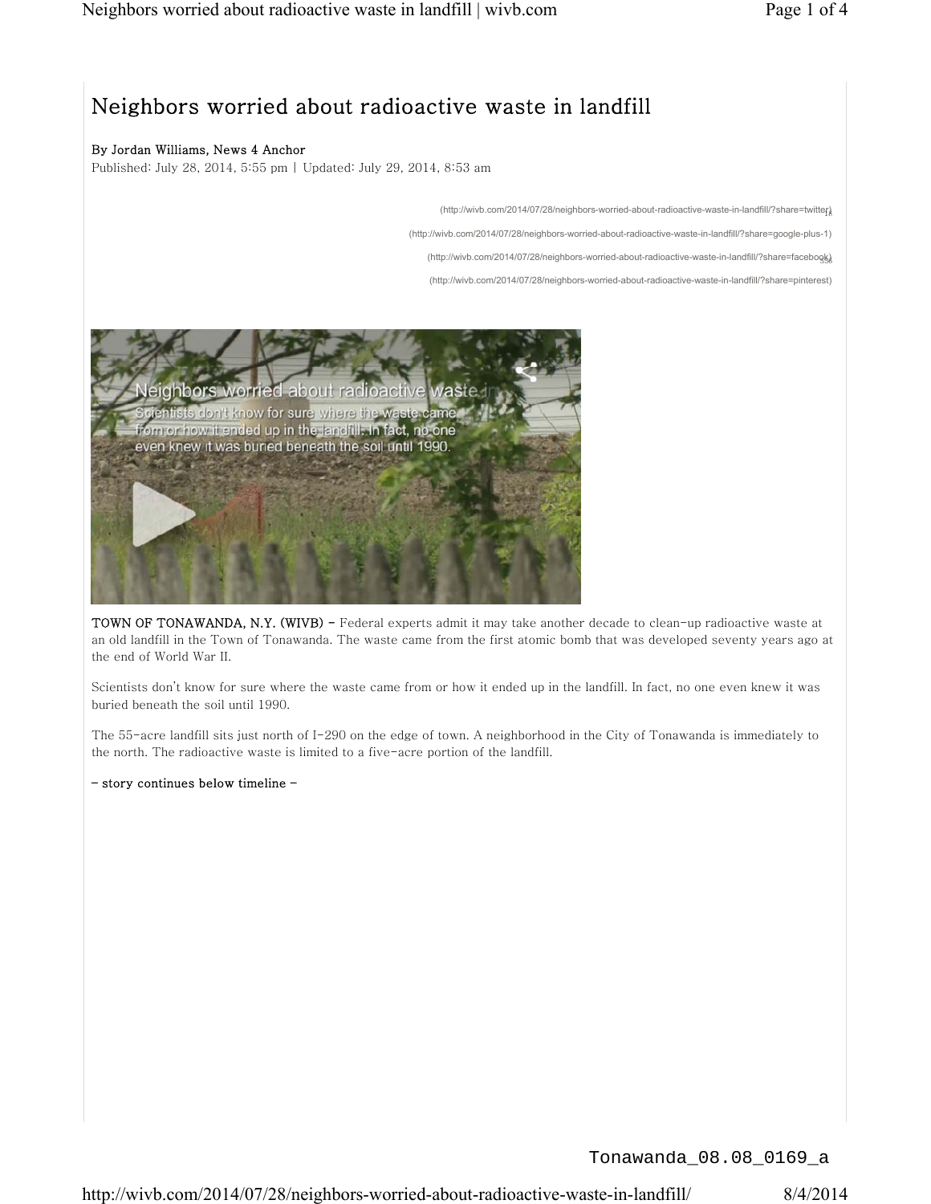# Neighbors worried about radioactive waste in landfill

**By Jordan Williams, News 4 Anchor**
Published: July 28, 2014, 5:55 pm | Updated: July 29, 2014, 8:53 am

(http://wivb.com/2014/07/28/neighbors-worried-about-radioactive-waste-in-landfill/?share=twitter)

(http://wivb.com/2014/07/28/neighbors-worried-about-radioactive-waste-in-landfill/?share=google-plus-1)

(http://wivb.com/2014/07/28/neighbors-worried-about-radioactive-waste-in-landfill/?share=facebook)

(http://wivb.com/2014/07/28/neighbors-worried-about-radioactive-waste-in-landfill/?share=pinterest)

**TOWN OF TONAWANDA, N.Y. (WIVB) –** Federal experts admit it may take another decade to clean-up radioactive waste at an old landfill in the Town of Tonawanda. The waste came from the first atomic bomb that was developed seventy years ago at the end of World War II.

Scientists don't know for sure where the waste came from or how it ended up in the landfill. In fact, no one even knew it was buried beneath the soil until 1990.

The 55-acre landfill sits just north of I-290 on the edge of town. A neighborhood in the City of Tonawanda is immediately to the north. The radioactive waste is limited to a five-acre portion of the landfill.

**– story continues below timeline –**

Tonawanda_08.08_0169_a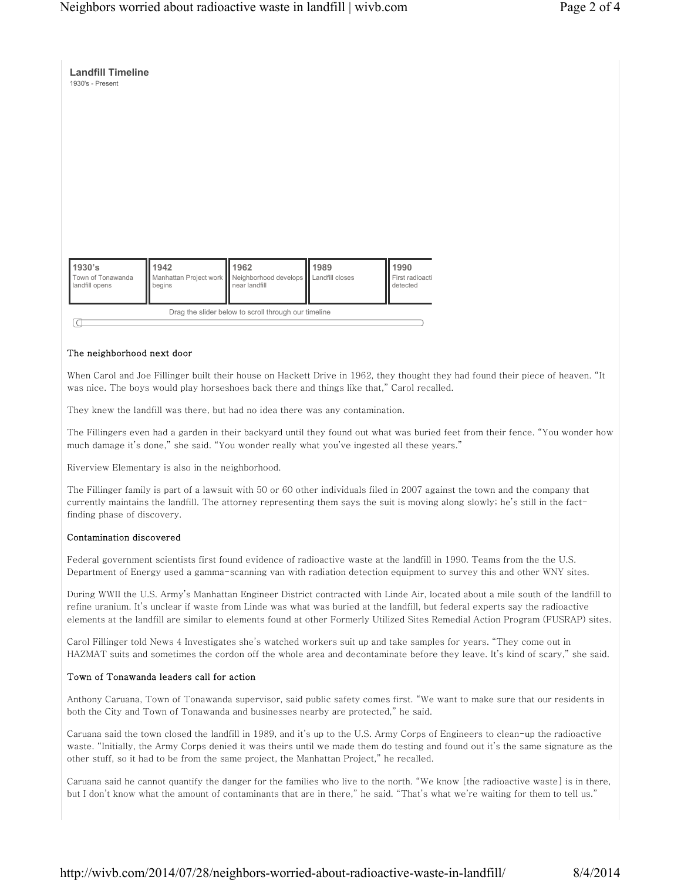**Landfill Timeline**
1930's - Present

| 1930's | 1942 | 1962 | 1989 | 1990 |
|---|---|---|---|---|
| Town of Tonawanda landfill opens | Manhattan Project work begins | Neighborhood develops near landfill | Landfill closes | First radioacti detected |

Drag the slider below to scroll through our timeline

### The neighborhood next door

When Carol and Joe Fillinger built their house on Hackett Drive in 1962, they thought they had found their piece of heaven. "It was nice. The boys would play horseshoes back there and things like that," Carol recalled.

They knew the landfill was there, but had no idea there was any contamination.

The Fillingers even had a garden in their backyard until they found out what was buried feet from their fence. "You wonder how much damage it's done," she said. "You wonder really what you've ingested all these years."

Riverview Elementary is also in the neighborhood.

The Fillinger family is part of a lawsuit with 50 or 60 other individuals filed in 2007 against the town and the company that currently maintains the landfill. The attorney representing them says the suit is moving along slowly; he's still in the fact-finding phase of discovery.

### Contamination discovered

Federal government scientists first found evidence of radioactive waste at the landfill in 1990. Teams from the the U.S. Department of Energy used a gamma-scanning van with radiation detection equipment to survey this and other WNY sites.

During WWII the U.S. Army's Manhattan Engineer District contracted with Linde Air, located about a mile south of the landfill to refine uranium. It's unclear if waste from Linde was what was buried at the landfill, but federal experts say the radioactive elements at the landfill are similar to elements found at other Formerly Utilized Sites Remedial Action Program (FUSRAP) sites.

Carol Fillinger told News 4 Investigates she's watched workers suit up and take samples for years. "They come out in HAZMAT suits and sometimes the cordon off the whole area and decontaminate before they leave. It's kind of scary," she said.

### Town of Tonawanda leaders call for action

Anthony Caruana, Town of Tonawanda supervisor, said public safety comes first. "We want to make sure that our residents in both the City and Town of Tonawanda and businesses nearby are protected," he said.

Caruana said the town closed the landfill in 1989, and it's up to the U.S. Army Corps of Engineers to clean-up the radioactive waste. "Initially, the Army Corps denied it was theirs until we made them do testing and found out it's the same signature as the other stuff, so it had to be from the same project, the Manhattan Project," he recalled.

Caruana said he cannot quantify the danger for the families who live to the north. "We know [the radioactive waste] is in there, but I don't know what the amount of contaminants that are in there," he said. "That's what we're waiting for them to tell us."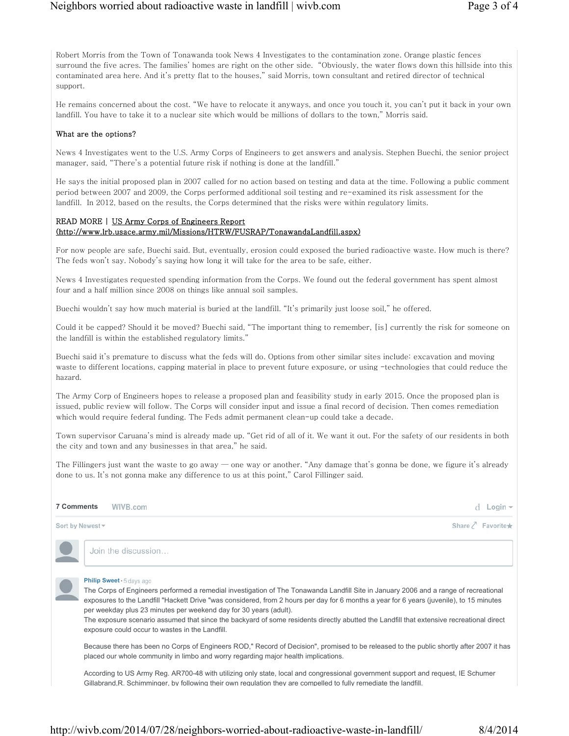Robert Morris from the Town of Tonawanda took News 4 Investigates to the contamination zone. Orange plastic fences surround the five acres. The families' homes are right on the other side. "Obviously, the water flows down this hillside into this contaminated area here. And it's pretty flat to the houses," said Morris, town consultant and retired director of technical support.

He remains concerned about the cost. "We have to relocate it anyways, and once you touch it, you can't put it back in your own landfill. You have to take it to a nuclear site which would be millions of dollars to the town," Morris said.

### What are the options?

News 4 Investigates went to the U.S. Army Corps of Engineers to get answers and analysis. Stephen Buechi, the senior project manager, said, "There's a potential future risk if nothing is done at the landfill."

He says the initial proposed plan in 2007 called for no action based on testing and data at the time. Following a public comment period between 2007 and 2009, the Corps performed additional soil testing and re-examined its risk assessment for the landfill. In 2012, based on the results, the Corps determined that the risks were within regulatory limits.

READ MORE | US Army Corps of Engineers Report (http://www.lrb.usace.army.mil/Missions/HTRW/FUSRAP/TonawandaLandfill.aspx)

For now people are safe, Buechi said. But, eventually, erosion could exposed the buried radioactive waste. How much is there? The feds won't say. Nobody's saying how long it will take for the area to be safe, either.

News 4 Investigates requested spending information from the Corps. We found out the federal government has spent almost four and a half million since 2008 on things like annual soil samples.

Buechi wouldn't say how much material is buried at the landfill. "It's primarily just loose soil," he offered.

Could it be capped? Should it be moved? Buechi said, "The important thing to remember, [is] currently the risk for someone on the landfill is within the established regulatory limits."

Buechi said it's premature to discuss what the feds will do. Options from other similar sites include: excavation and moving waste to different locations, capping material in place to prevent future exposure, or using -technologies that could reduce the hazard.

The Army Corp of Engineers hopes to release a proposed plan and feasibility study in early 2015. Once the proposed plan is issued, public review will follow. The Corps will consider input and issue a final record of decision. Then comes remediation which would require federal funding. The Feds admit permanent clean-up could take a decade.

Town supervisor Caruana's mind is already made up. "Get rid of all of it. We want it out. For the safety of our residents in both the city and town and any businesses in that area," he said.

The Fillingers just want the waste to go away — one way or another. "Any damage that's gonna be done, we figure it's already done to us. It's not gonna make any difference to us at this point," Carol Fillinger said.

**7 Comments** WIVB.com Login

Sort by Newest Share Favorite

Join the discussion...

**Philip Sweet** · 5 days ago

The Corps of Engineers performed a remedial investigation of The Tonawanda Landfill Site in January 2006 and a range of recreational exposures to the Landfill "Hackett Drive "was considered, from 2 hours per day for 6 months a year for 6 years (juvenile), to 15 minutes per weekday plus 23 minutes per weekend day for 30 years (adult).

The exposure scenario assumed that since the backyard of some residents directly abutted the Landfill that extensive recreational direct exposure could occur to wastes in the Landfill.

Because there has been no Corps of Engineers ROD," Record of Decision", promised to be released to the public shortly after 2007 it has placed our whole community in limbo and worry regarding major health implications.

According to US Army Reg. AR700-48 with utilizing only state, local and congressional government support and request, IE Schumer Gillabrand,R. Schimminger, by following their own regulation they are compelled to fully remediate the landfill.